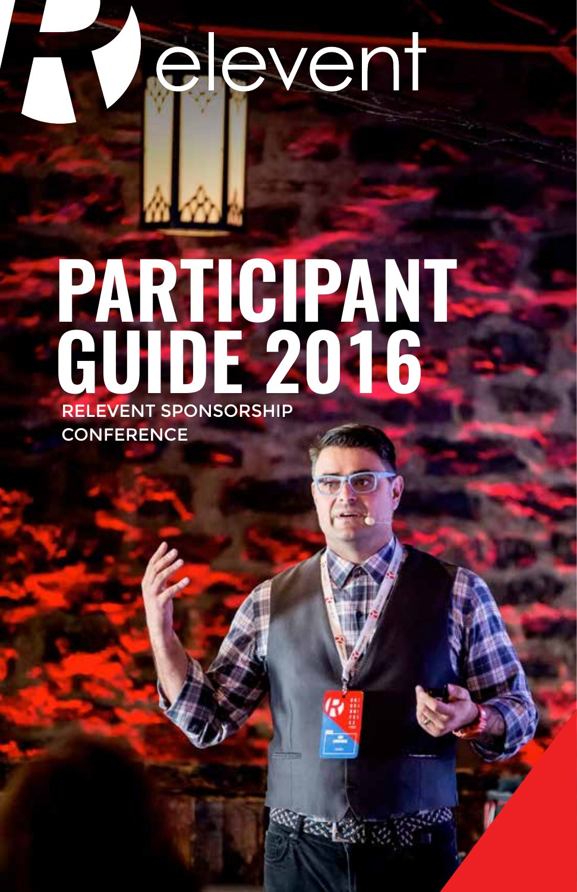# Relevent

# PARTICIPANT GUIDE 2016

RELEVENT SPONSORSHIP CONFERENCE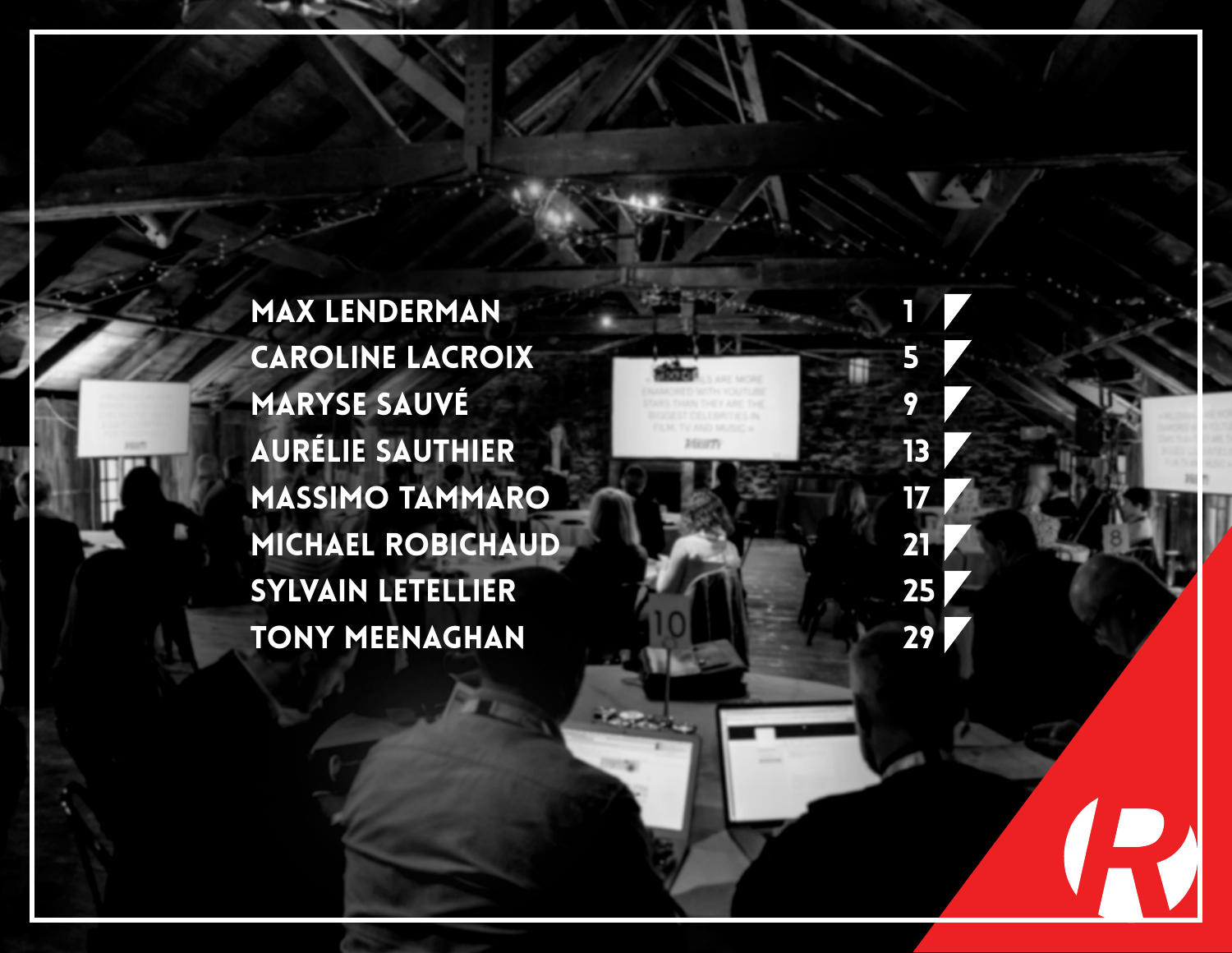| | |
|---|---|
| MAX LENDERMAN | 1 |
| CAROLINE LACROIX | 5 |
| MARYSE SAUVÉ | 9 |
| AURÉLIE SAUTHIER | 13 |
| MASSIMO TAMMARO | 17 |
| MICHAEL ROBICHAUD | 21 |
| SYLVAIN LETELLIER | 25 |
| TONY MEENAGHAN | 29 |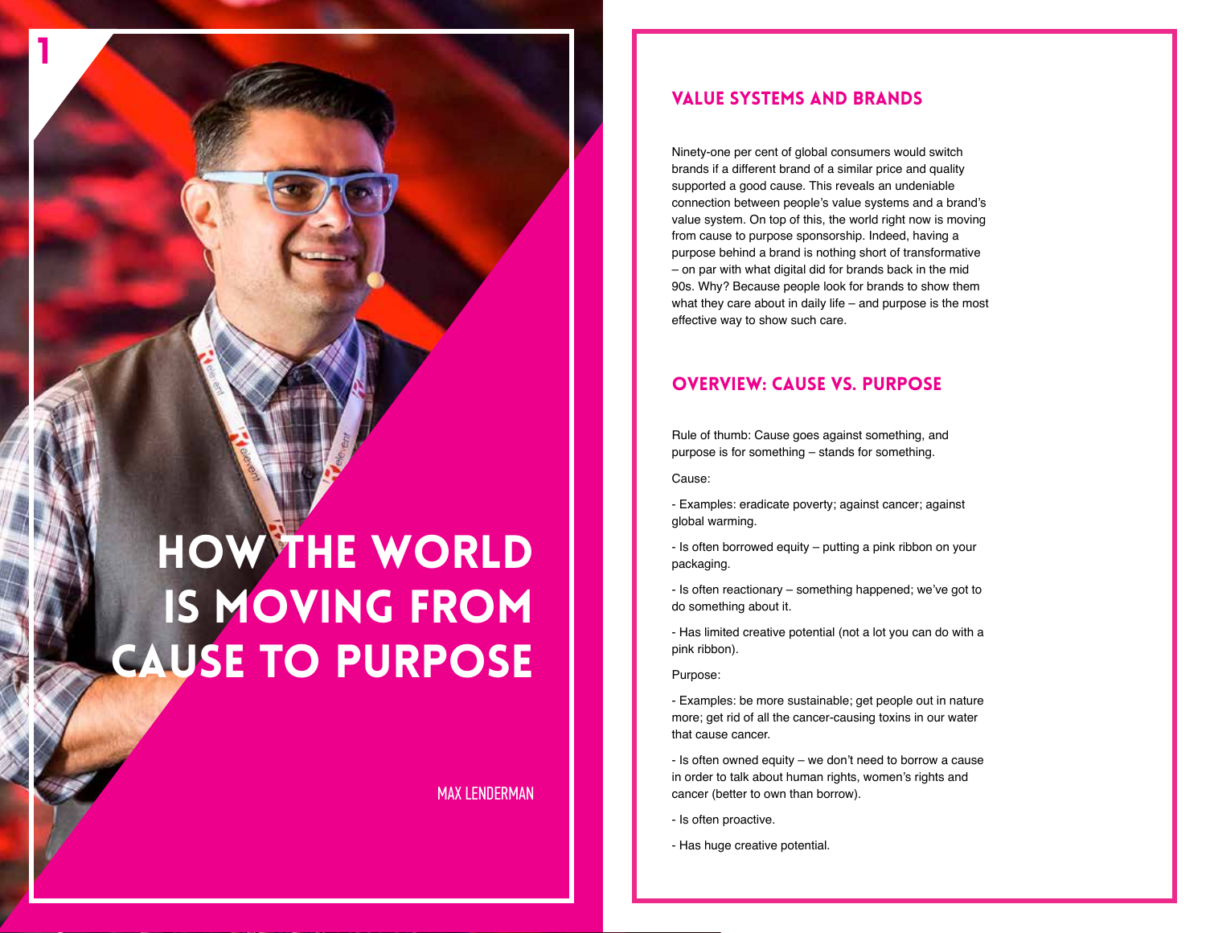1

# HOW THE WORLD IS MOVING FROM CAUSE TO PURPOSE

MAX LENDERMAN

## VALUE SYSTEMS AND BRANDS

Ninety-one per cent of global consumers would switch brands if a different brand of a similar price and quality supported a good cause. This reveals an undeniable connection between people's value systems and a brand's value system. On top of this, the world right now is moving from cause to purpose sponsorship. Indeed, having a purpose behind a brand is nothing short of transformative – on par with what digital did for brands back in the mid 90s. Why? Because people look for brands to show them what they care about in daily life – and purpose is the most effective way to show such care.

## OVERVIEW: CAUSE VS. PURPOSE

Rule of thumb: Cause goes against something, and purpose is for something – stands for something.

Cause:

- Examples: eradicate poverty; against cancer; against global warming.
- Is often borrowed equity – putting a pink ribbon on your packaging.
- Is often reactionary – something happened; we've got to do something about it.
- Has limited creative potential (not a lot you can do with a pink ribbon).

Purpose:

- Examples: be more sustainable; get people out in nature more; get rid of all the cancer-causing toxins in our water that cause cancer.
- Is often owned equity – we don't need to borrow a cause in order to talk about human rights, women's rights and cancer (better to own than borrow).
- Is often proactive.
- Has huge creative potential.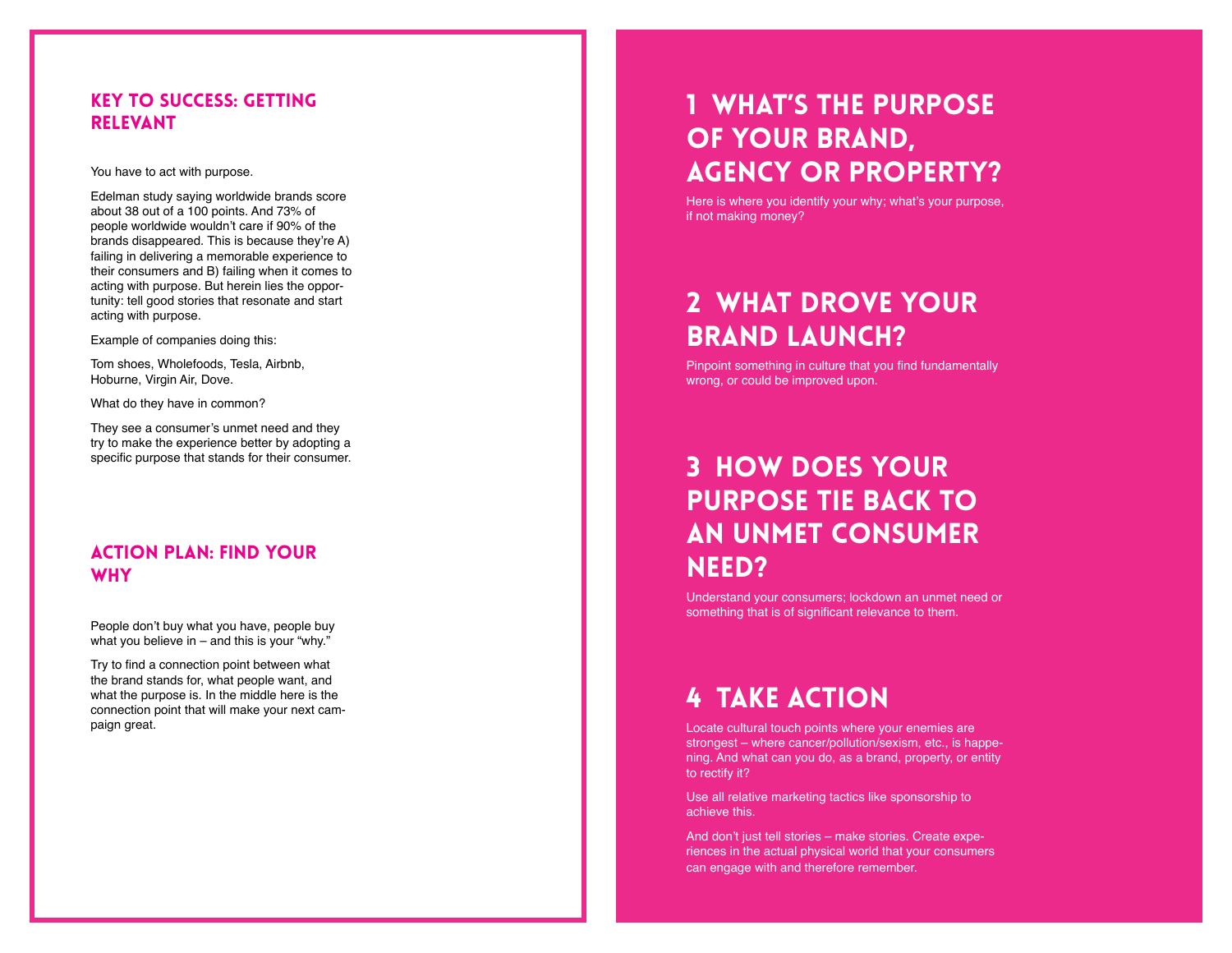## KEY TO SUCCESS: GETTING RELEVANT

You have to act with purpose.

Edelman study saying worldwide brands score about 38 out of a 100 points. And 73% of people worldwide wouldn't care if 90% of the brands disappeared. This is because they're A) failing in delivering a memorable experience to their consumers and B) failing when it comes to acting with purpose. But herein lies the opportunity: tell good stories that resonate and start acting with purpose.

Example of companies doing this:

Tom shoes, Wholefoods, Tesla, Airbnb, Hoburne, Virgin Air, Dove.

What do they have in common?

They see a consumer's unmet need and they try to make the experience better by adopting a specific purpose that stands for their consumer.

## ACTION PLAN: FIND YOUR WHY

People don't buy what you have, people buy what you believe in – and this is your "why."

Try to find a connection point between what the brand stands for, what people want, and what the purpose is. In the middle here is the connection point that will make your next campaign great.

## 1 WHAT'S THE PURPOSE OF YOUR BRAND, AGENCY OR PROPERTY?

Here is where you identify your why; what's your purpose, if not making money?

## 2 WHAT DROVE YOUR BRAND LAUNCH?

Pinpoint something in culture that you find fundamentally wrong, or could be improved upon.

## 3 HOW DOES YOUR PURPOSE TIE BACK TO AN UNMET CONSUMER NEED?

Understand your consumers; lockdown an unmet need or something that is of significant relevance to them.

## 4 TAKE ACTION

Locate cultural touch points where your enemies are strongest – where cancer/pollution/sexism, etc., is happening. And what can you do, as a brand, property, or entity to rectify it?

Use all relative marketing tactics like sponsorship to achieve this.

And don't just tell stories – make stories. Create experiences in the actual physical world that your consumers can engage with and therefore remember.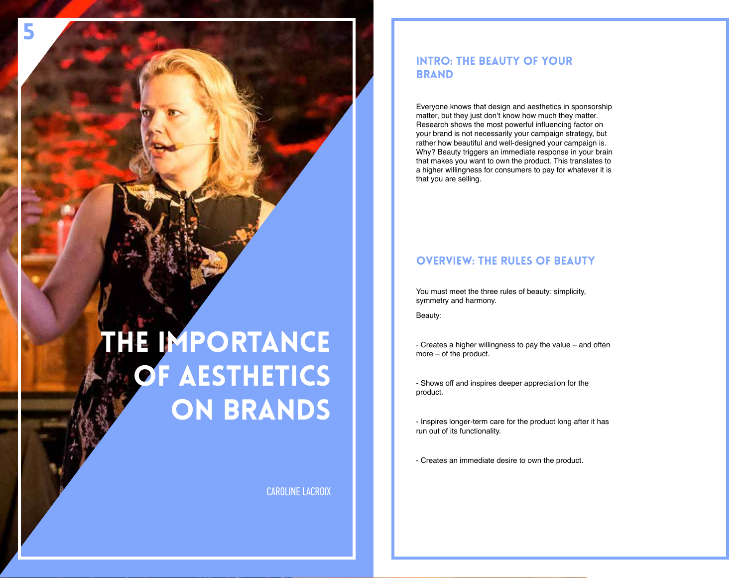# THE IMPORTANCE OF AESTHETICS ON BRANDS

CAROLINE LACROIX

## INTRO: THE BEAUTY OF YOUR BRAND

Everyone knows that design and aesthetics in sponsorship matter, but they just don't know how much they matter. Research shows the most powerful influencing factor on your brand is not necessarily your campaign strategy, but rather how beautiful and well-designed your campaign is. Why? Beauty triggers an immediate response in your brain that makes you want to own the product. This translates to a higher willingness for consumers to pay for whatever it is that you are selling.

## OVERVIEW: THE RULES OF BEAUTY

You must meet the three rules of beauty: simplicity, symmetry and harmony.

Beauty:

- Creates a higher willingness to pay the value – and often more – of the product.

- Shows off and inspires deeper appreciation for the product.

- Inspires longer-term care for the product long after it has run out of its functionality.

- Creates an immediate desire to own the product.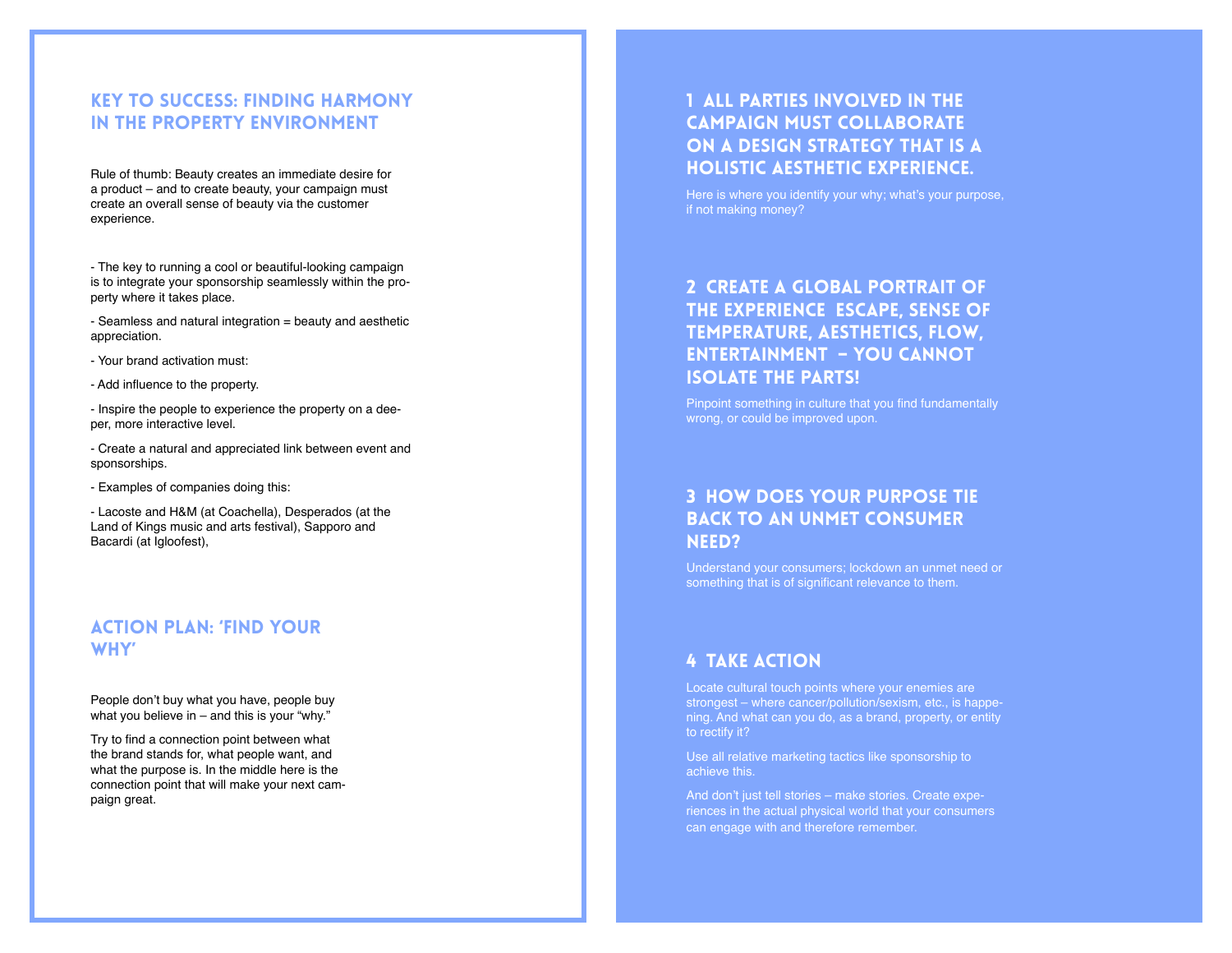## Key to success: finding harmony in the property environment

Rule of thumb: Beauty creates an immediate desire for a product – and to create beauty, your campaign must create an overall sense of beauty via the customer experience.

- The key to running a cool or beautiful-looking campaign is to integrate your sponsorship seamlessly within the property where it takes place.

- Seamless and natural integration = beauty and aesthetic appreciation.

- Your brand activation must:

- Add influence to the property.

- Inspire the people to experience the property on a deeper, more interactive level.

- Create a natural and appreciated link between event and sponsorships.

- Examples of companies doing this:

- Lacoste and H&M (at Coachella), Desperados (at the Land of Kings music and arts festival), Sapporo and Bacardi (at Igloofest),

## Action plan: 'find your why'

People don't buy what you have, people buy what you believe in – and this is your "why."

Try to find a connection point between what the brand stands for, what people want, and what the purpose is. In the middle here is the connection point that will make your next campaign great.

## 1 All parties involved in the campaign must collaborate on a design strategy that is a holistic aesthetic experience.

Here is where you identify your why; what's your purpose, if not making money?

## 2 Create a global portrait of the experience escape, sense of temperature, aesthetics, flow, entertainment – you cannot isolate the parts!

Pinpoint something in culture that you find fundamentally wrong, or could be improved upon.

## 3 How does your purpose tie back to an unmet consumer need?

Understand your consumers; lockdown an unmet need or something that is of significant relevance to them.

## 4 Take action

Locate cultural touch points where your enemies are strongest – where cancer/pollution/sexism, etc., is happening. And what can you do, as a brand, property, or entity to rectify it?

Use all relative marketing tactics like sponsorship to achieve this.

And don't just tell stories – make stories. Create experiences in the actual physical world that your consumers can engage with and therefore remember.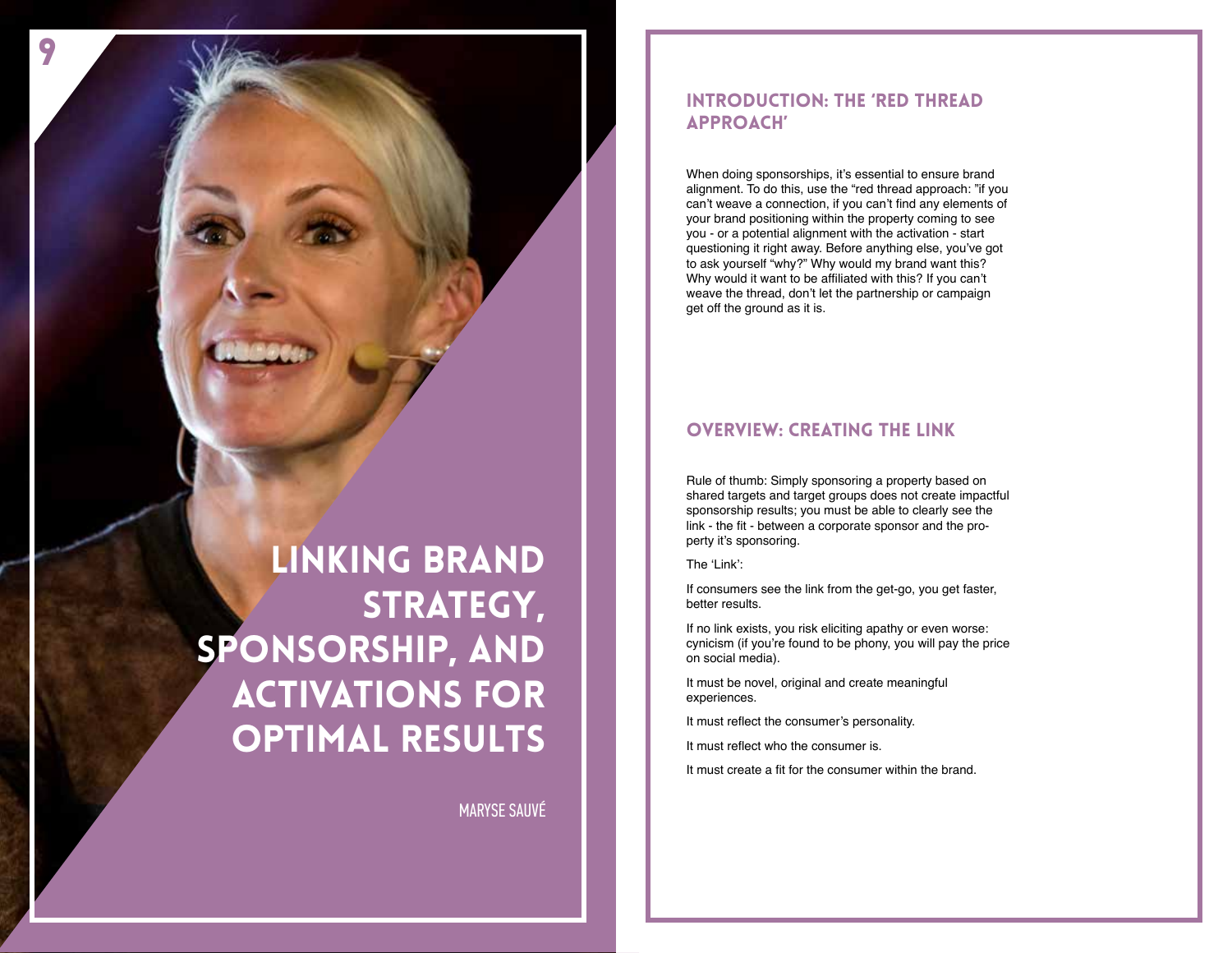# 9

# LINKING BRAND STRATEGY, SPONSORSHIP, AND ACTIVATIONS FOR OPTIMAL RESULTS

MARYSE SAUVÉ

## INTRODUCTION: THE 'RED THREAD APPROACH'

When doing sponsorships, it's essential to ensure brand alignment. To do this, use the "red thread approach: "if you can't weave a connection, if you can't find any elements of your brand positioning within the property coming to see you - or a potential alignment with the activation - start questioning it right away. Before anything else, you've got to ask yourself "why?" Why would my brand want this? Why would it want to be affiliated with this? If you can't weave the thread, don't let the partnership or campaign get off the ground as it is.

## OVERVIEW: CREATING THE LINK

Rule of thumb: Simply sponsoring a property based on shared targets and target groups does not create impactful sponsorship results; you must be able to clearly see the link - the fit - between a corporate sponsor and the property it's sponsoring.

The 'Link':

If consumers see the link from the get-go, you get faster, better results.

If no link exists, you risk eliciting apathy or even worse: cynicism (if you're found to be phony, you will pay the price on social media).

It must be novel, original and create meaningful experiences.

It must reflect the consumer's personality.

It must reflect who the consumer is.

It must create a fit for the consumer within the brand.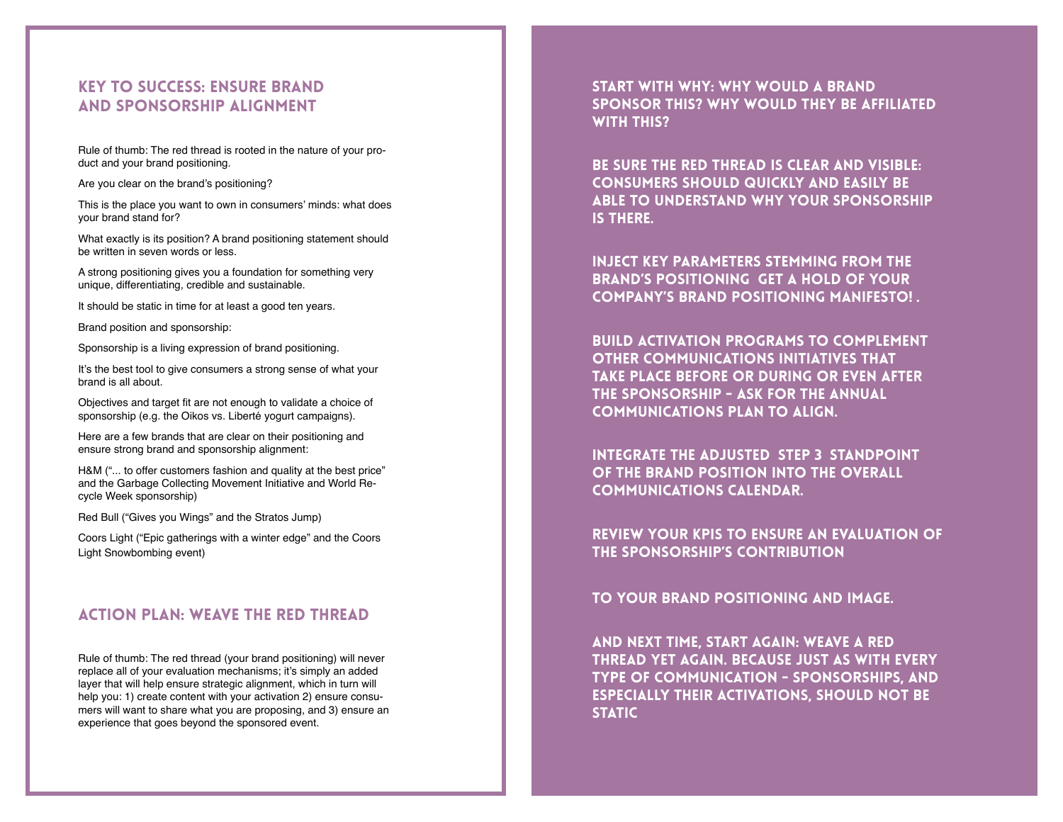## KEY TO SUCCESS: ENSURE BRAND AND SPONSORSHIP ALIGNMENT

Rule of thumb: The red thread is rooted in the nature of your product and your brand positioning.

Are you clear on the brand's positioning?

This is the place you want to own in consumers' minds: what does your brand stand for?

What exactly is its position? A brand positioning statement should be written in seven words or less.

A strong positioning gives you a foundation for something very unique, differentiating, credible and sustainable.

It should be static in time for at least a good ten years.

Brand position and sponsorship:

Sponsorship is a living expression of brand positioning.

It's the best tool to give consumers a strong sense of what your brand is all about.

Objectives and target fit are not enough to validate a choice of sponsorship (e.g. the Oikos vs. Liberté yogurt campaigns).

Here are a few brands that are clear on their positioning and ensure strong brand and sponsorship alignment:

H&M ("... to offer customers fashion and quality at the best price" and the Garbage Collecting Movement Initiative and World Recycle Week sponsorship)

Red Bull ("Gives you Wings" and the Stratos Jump)

Coors Light ("Epic gatherings with a winter edge" and the Coors Light Snowbombing event)

## ACTION PLAN: WEAVE THE RED THREAD

Rule of thumb: The red thread (your brand positioning) will never replace all of your evaluation mechanisms; it's simply an added layer that will help ensure strategic alignment, which in turn will help you: 1) create content with your activation 2) ensure consumers will want to share what you are proposing, and 3) ensure an experience that goes beyond the sponsored event.

**START WITH WHY: WHY WOULD A BRAND SPONSOR THIS? WHY WOULD THEY BE AFFILIATED WITH THIS?**

**BE SURE THE RED THREAD IS CLEAR AND VISIBLE: CONSUMERS SHOULD QUICKLY AND EASILY BE ABLE TO UNDERSTAND WHY YOUR SPONSORSHIP IS THERE.**

**INJECT KEY PARAMETERS STEMMING FROM THE BRAND'S POSITIONING GET A HOLD OF YOUR COMPANY'S BRAND POSITIONING MANIFESTO! .**

**BUILD ACTIVATION PROGRAMS TO COMPLEMENT OTHER COMMUNICATIONS INITIATIVES THAT TAKE PLACE BEFORE OR DURING OR EVEN AFTER THE SPONSORSHIP – ASK FOR THE ANNUAL COMMUNICATIONS PLAN TO ALIGN.**

**INTEGRATE THE ADJUSTED STEP 3 STANDPOINT OF THE BRAND POSITION INTO THE OVERALL COMMUNICATIONS CALENDAR.**

**REVIEW YOUR KPIS TO ENSURE AN EVALUATION OF THE SPONSORSHIP'S CONTRIBUTION**

**TO YOUR BRAND POSITIONING AND IMAGE.**

**AND NEXT TIME, START AGAIN: WEAVE A RED THREAD YET AGAIN. BECAUSE JUST AS WITH EVERY TYPE OF COMMUNICATION – SPONSORSHIPS, AND ESPECIALLY THEIR ACTIVATIONS, SHOULD NOT BE STATIC**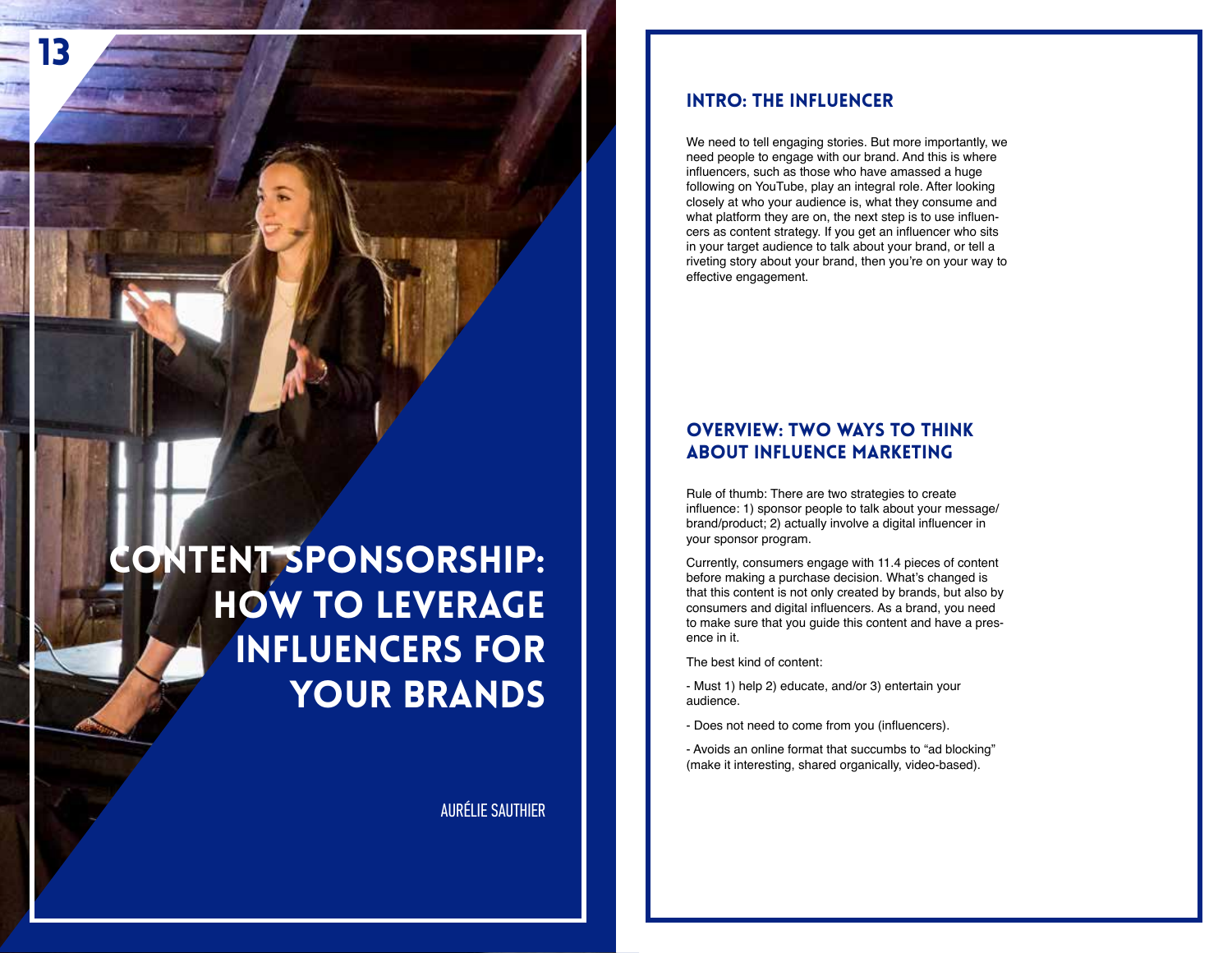# Content Sponsorship: How to Leverage Influencers for Your Brands

AURÉLIE SAUTHIER

## INTRO: THE INFLUENCER

We need to tell engaging stories. But more importantly, we need people to engage with our brand. And this is where influencers, such as those who have amassed a huge following on YouTube, play an integral role. After looking closely at who your audience is, what they consume and what platform they are on, the next step is to use influencers as content strategy. If you get an influencer who sits in your target audience to talk about your brand, or tell a riveting story about your brand, then you're on your way to effective engagement.

## OVERVIEW: TWO WAYS TO THINK ABOUT INFLUENCE MARKETING

Rule of thumb: There are two strategies to create influence: 1) sponsor people to talk about your message/brand/product; 2) actually involve a digital influencer in your sponsor program.

Currently, consumers engage with 11.4 pieces of content before making a purchase decision. What's changed is that this content is not only created by brands, but also by consumers and digital influencers. As a brand, you need to make sure that you guide this content and have a presence in it.

The best kind of content:

- Must 1) help 2) educate, and/or 3) entertain your audience.

- Does not need to come from you (influencers).

- Avoids an online format that succumbs to "ad blocking" (make it interesting, shared organically, video-based).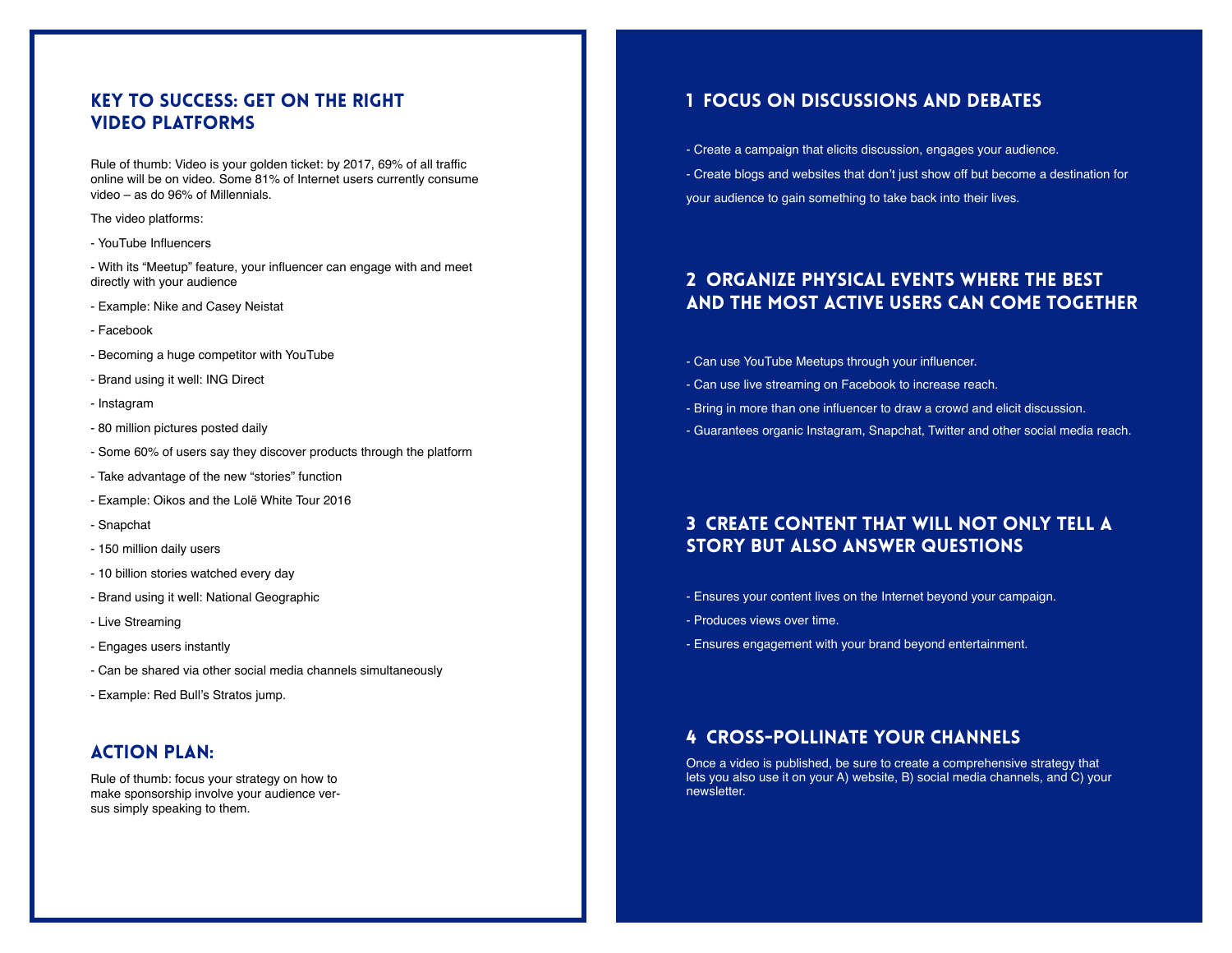## KEY TO SUCCESS: GET ON THE RIGHT VIDEO PLATFORMS

Rule of thumb: Video is your golden ticket: by 2017, 69% of all traffic online will be on video. Some 81% of Internet users currently consume video – as do 96% of Millennials.

The video platforms:

- YouTube Influencers
- With its "Meetup" feature, your influencer can engage with and meet directly with your audience
- Example: Nike and Casey Neistat
- Facebook
- Becoming a huge competitor with YouTube
- Brand using it well: ING Direct
- Instagram
- 80 million pictures posted daily
- Some 60% of users say they discover products through the platform
- Take advantage of the new "stories" function
- Example: Oikos and the Lolë White Tour 2016
- Snapchat
- 150 million daily users
- 10 billion stories watched every day
- Brand using it well: National Geographic
- Live Streaming
- Engages users instantly
- Can be shared via other social media channels simultaneously
- Example: Red Bull's Stratos jump.

## ACTION PLAN:

Rule of thumb: focus your strategy on how to make sponsorship involve your audience versus simply speaking to them.

### 1 FOCUS ON DISCUSSIONS AND DEBATES

- Create a campaign that elicits discussion, engages your audience.
- Create blogs and websites that don't just show off but become a destination for your audience to gain something to take back into their lives.

### 2 ORGANIZE PHYSICAL EVENTS WHERE THE BEST AND THE MOST ACTIVE USERS CAN COME TOGETHER

- Can use YouTube Meetups through your influencer.
- Can use live streaming on Facebook to increase reach.
- Bring in more than one influencer to draw a crowd and elicit discussion.
- Guarantees organic Instagram, Snapchat, Twitter and other social media reach.

### 3 CREATE CONTENT THAT WILL NOT ONLY TELL A STORY BUT ALSO ANSWER QUESTIONS

- Ensures your content lives on the Internet beyond your campaign.
- Produces views over time.
- Ensures engagement with your brand beyond entertainment.

### 4 CROSS-POLLINATE YOUR CHANNELS

Once a video is published, be sure to create a comprehensive strategy that lets you also use it on your A) website, B) social media channels, and C) your newsletter.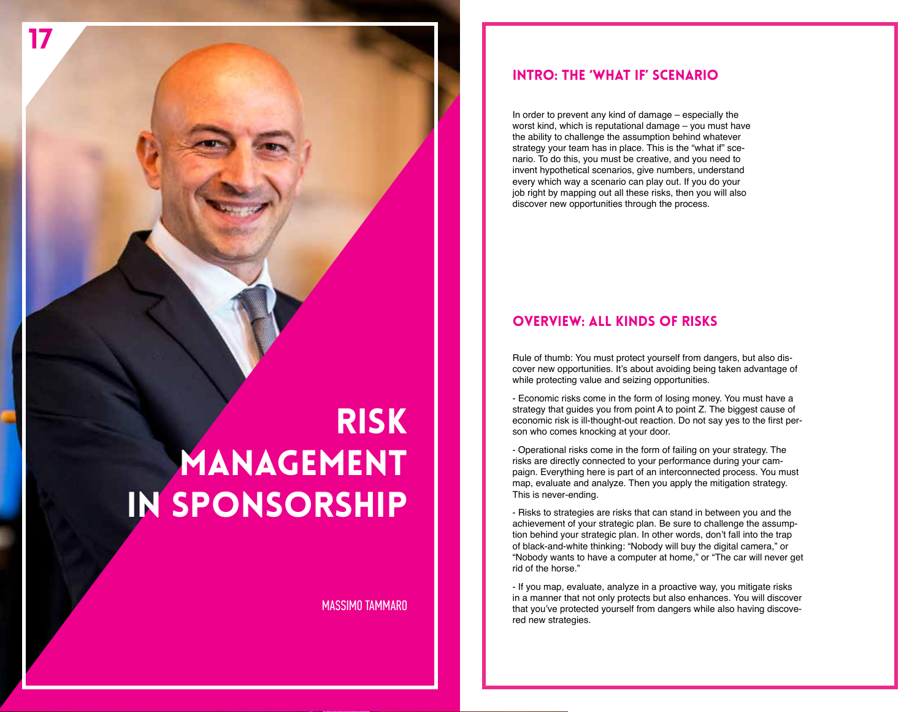# RISK MANAGEMENT IN SPONSORSHIP

MASSIMO TAMMARO

## INTRO: THE 'WHAT IF' SCENARIO

In order to prevent any kind of damage – especially the worst kind, which is reputational damage – you must have the ability to challenge the assumption behind whatever strategy your team has in place. This is the "what if" scenario. To do this, you must be creative, and you need to invent hypothetical scenarios, give numbers, understand every which way a scenario can play out. If you do your job right by mapping out all these risks, then you will also discover new opportunities through the process.

## OVERVIEW: ALL KINDS OF RISKS

Rule of thumb: You must protect yourself from dangers, but also discover new opportunities. It's about avoiding being taken advantage of while protecting value and seizing opportunities.

- Economic risks come in the form of losing money. You must have a strategy that guides you from point A to point Z. The biggest cause of economic risk is ill-thought-out reaction. Do not say yes to the first person who comes knocking at your door.

- Operational risks come in the form of failing on your strategy. The risks are directly connected to your performance during your campaign. Everything here is part of an interconnected process. You must map, evaluate and analyze. Then you apply the mitigation strategy. This is never-ending.

- Risks to strategies are risks that can stand in between you and the achievement of your strategic plan. Be sure to challenge the assumption behind your strategic plan. In other words, don't fall into the trap of black-and-white thinking: "Nobody will buy the digital camera," or "Nobody wants to have a computer at home," or "The car will never get rid of the horse."

- If you map, evaluate, analyze in a proactive way, you mitigate risks in a manner that not only protects but also enhances. You will discover that you've protected yourself from dangers while also having discovered new strategies.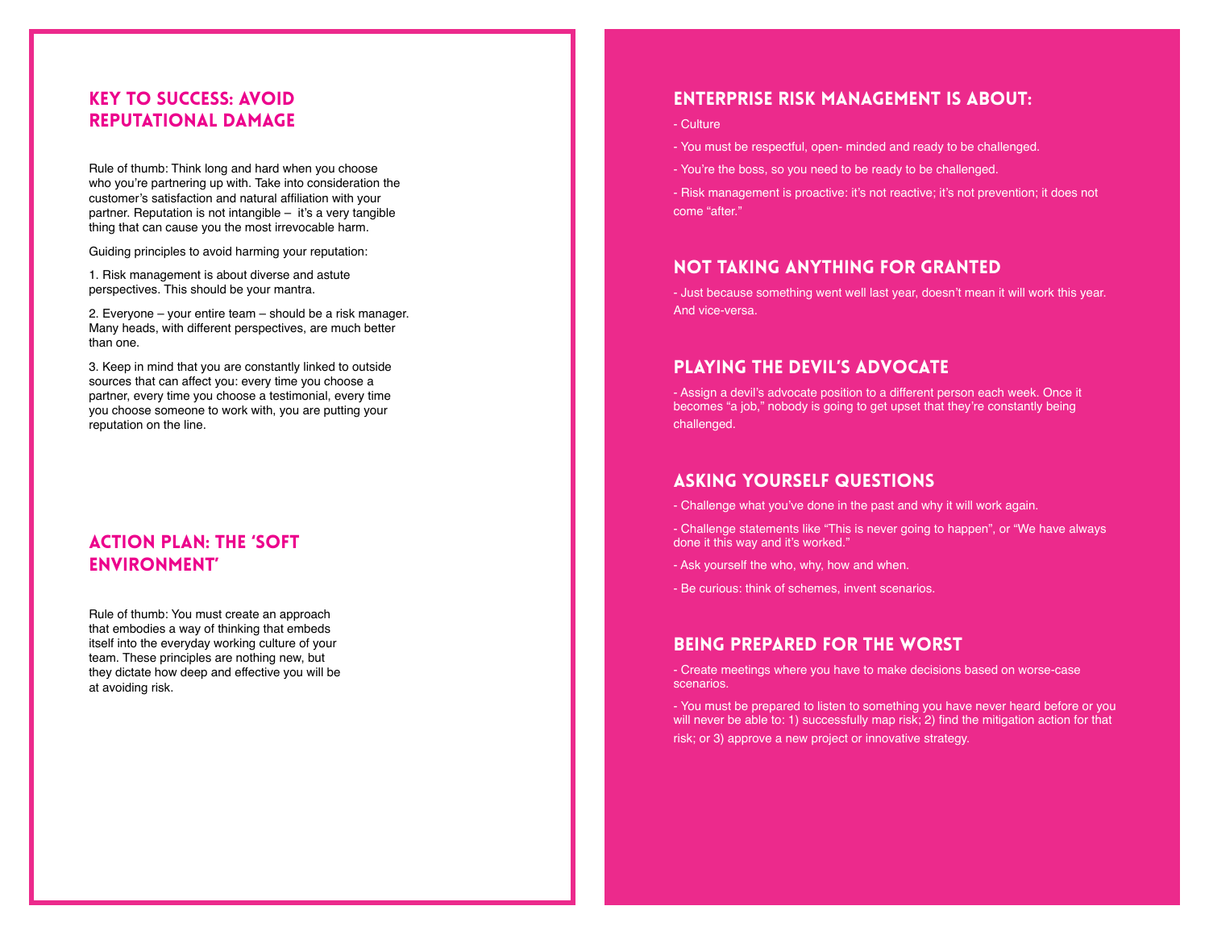## KEY TO SUCCESS: AVOID REPUTATIONAL DAMAGE

Rule of thumb: Think long and hard when you choose who you're partnering up with. Take into consideration the customer's satisfaction and natural affiliation with your partner. Reputation is not intangible – it's a very tangible thing that can cause you the most irrevocable harm.

Guiding principles to avoid harming your reputation:

1. Risk management is about diverse and astute perspectives. This should be your mantra.

2. Everyone – your entire team – should be a risk manager. Many heads, with different perspectives, are much better than one.

3. Keep in mind that you are constantly linked to outside sources that can affect you: every time you choose a partner, every time you choose a testimonial, every time you choose someone to work with, you are putting your reputation on the line.

## ACTION PLAN: THE 'SOFT ENVIRONMENT'

Rule of thumb: You must create an approach that embodies a way of thinking that embeds itself into the everyday working culture of your team. These principles are nothing new, but they dictate how deep and effective you will be at avoiding risk.

## ENTERPRISE RISK MANAGEMENT IS ABOUT:

- Culture

- You must be respectful, open- minded and ready to be challenged.

- You're the boss, so you need to be ready to be challenged.

- Risk management is proactive: it's not reactive; it's not prevention; it does not come "after."

## NOT TAKING ANYTHING FOR GRANTED

- Just because something went well last year, doesn't mean it will work this year. And vice-versa.

## PLAYING THE DEVIL'S ADVOCATE

- Assign a devil's advocate position to a different person each week. Once it becomes "a job," nobody is going to get upset that they're constantly being challenged.

## ASKING YOURSELF QUESTIONS

- Challenge what you've done in the past and why it will work again.

- Challenge statements like "This is never going to happen", or "We have always done it this way and it's worked."

- Ask yourself the who, why, how and when.

- Be curious: think of schemes, invent scenarios.

## BEING PREPARED FOR THE WORST

- Create meetings where you have to make decisions based on worse-case scenarios.

- You must be prepared to listen to something you have never heard before or you will never be able to: 1) successfully map risk; 2) find the mitigation action for that risk; or 3) approve a new project or innovative strategy.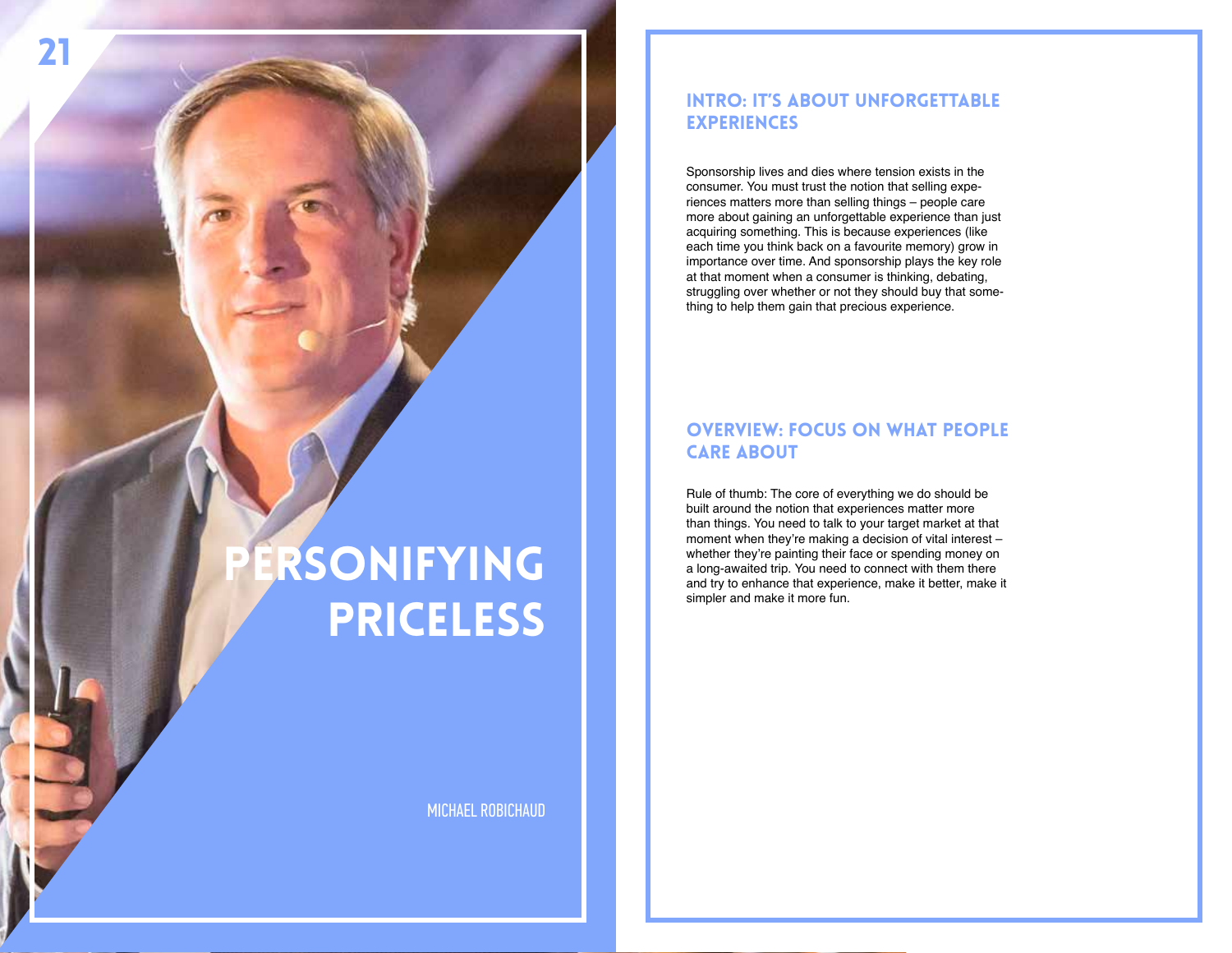# PERSONIFYING PRICELESS

MICHAEL ROBICHAUD

## INTRO: IT'S ABOUT UNFORGETTABLE EXPERIENCES

Sponsorship lives and dies where tension exists in the consumer. You must trust the notion that selling experiences matters more than selling things – people care more about gaining an unforgettable experience than just acquiring something. This is because experiences (like each time you think back on a favourite memory) grow in importance over time. And sponsorship plays the key role at that moment when a consumer is thinking, debating, struggling over whether or not they should buy that something to help them gain that precious experience.

## OVERVIEW: FOCUS ON WHAT PEOPLE CARE ABOUT

Rule of thumb: The core of everything we do should be built around the notion that experiences matter more than things. You need to talk to your target market at that moment when they're making a decision of vital interest – whether they're painting their face or spending money on a long-awaited trip. You need to connect with them there and try to enhance that experience, make it better, make it simpler and make it more fun.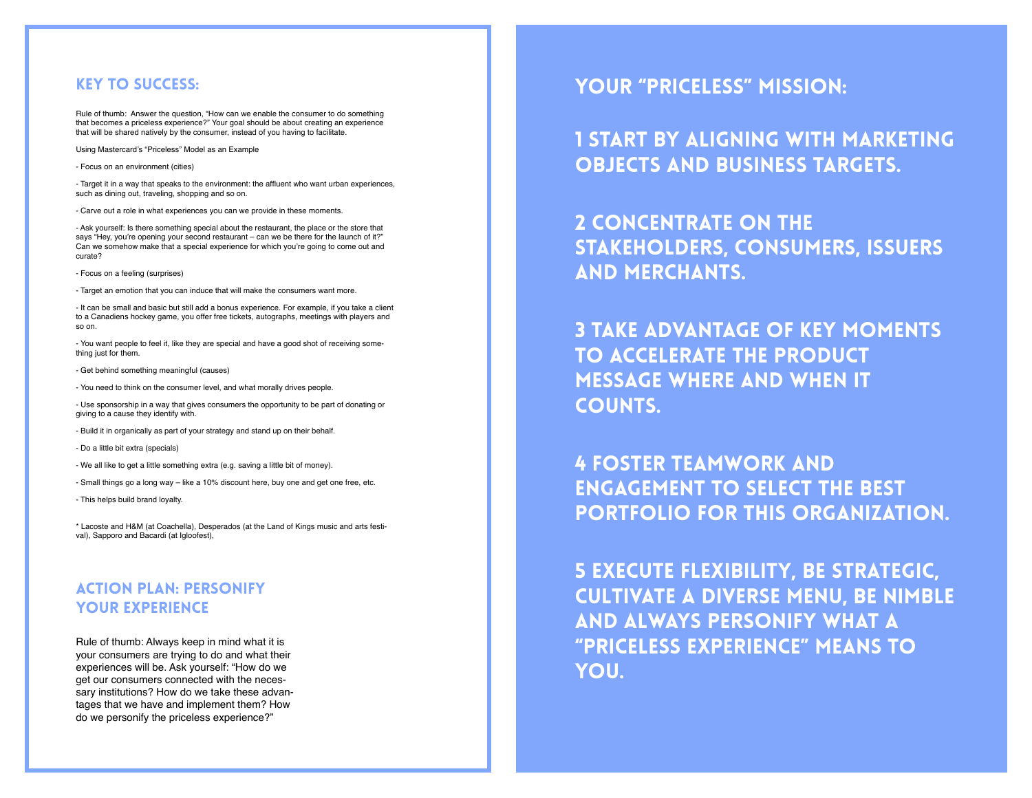## KEY TO SUCCESS:

Rule of thumb: Answer the question, "How can we enable the consumer to do something that becomes a priceless experience?" Your goal should be about creating an experience that will be shared natively by the consumer, instead of you having to facilitate.

Using Mastercard's "Priceless" Model as an Example

- Focus on an environment (cities)

- Target it in a way that speaks to the environment: the affluent who want urban experiences, such as dining out, traveling, shopping and so on.

- Carve out a role in what experiences you can we provide in these moments.

- Ask yourself: Is there something special about the restaurant, the place or the store that says "Hey, you're opening your second restaurant – can we be there for the launch of it?" Can we somehow make that a special experience for which you're going to come out and curate?

- Focus on a feeling (surprises)

- Target an emotion that you can induce that will make the consumers want more.

- It can be small and basic but still add a bonus experience. For example, if you take a client to a Canadiens hockey game, you offer free tickets, autographs, meetings with players and so on.

- You want people to feel it, like they are special and have a good shot of receiving something just for them.

- Get behind something meaningful (causes)

- You need to think on the consumer level, and what morally drives people.

- Use sponsorship in a way that gives consumers the opportunity to be part of donating or giving to a cause they identify with.

- Build it in organically as part of your strategy and stand up on their behalf.

- Do a little bit extra (specials)

- We all like to get a little something extra (e.g. saving a little bit of money).

- Small things go a long way – like a 10% discount here, buy one and get one free, etc.

- This helps build brand loyalty.

* Lacoste and H&M (at Coachella), Desperados (at the Land of Kings music and arts festival), Sapporo and Bacardi (at Igloofest),

## ACTION PLAN: PERSONIFY YOUR EXPERIENCE

Rule of thumb: Always keep in mind what it is your consumers are trying to do and what their experiences will be. Ask yourself: "How do we get our consumers connected with the necessary institutions? How do we take these advantages that we have and implement them? How do we personify the priceless experience?"

## YOUR "PRICELESS" MISSION:

1 START BY ALIGNING WITH MARKETING OBJECTS AND BUSINESS TARGETS.

2 CONCENTRATE ON THE STAKEHOLDERS, CONSUMERS, ISSUERS AND MERCHANTS.

3 TAKE ADVANTAGE OF KEY MOMENTS TO ACCELERATE THE PRODUCT MESSAGE WHERE AND WHEN IT COUNTS.

4 FOSTER TEAMWORK AND ENGAGEMENT TO SELECT THE BEST PORTFOLIO FOR THIS ORGANIZATION.

5 EXECUTE FLEXIBILITY, BE STRATEGIC, CULTIVATE A DIVERSE MENU, BE NIMBLE AND ALWAYS PERSONIFY WHAT A "PRICELESS EXPERIENCE" MEANS TO YOU.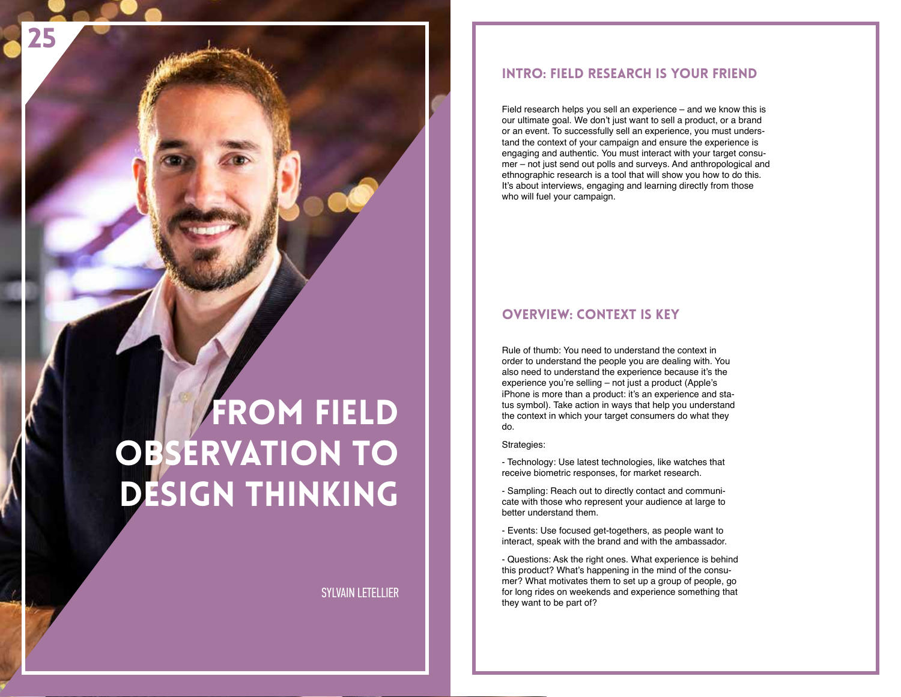# FROM FIELD OBSERVATION TO DESIGN THINKING

SYLVAIN LETELLIER

## INTRO: FIELD RESEARCH IS YOUR FRIEND

Field research helps you sell an experience – and we know this is our ultimate goal. We don't just want to sell a product, or a brand or an event. To successfully sell an experience, you must understand the context of your campaign and ensure the experience is engaging and authentic. You must interact with your target consumer – not just send out polls and surveys. And anthropological and ethnographic research is a tool that will show you how to do this. It's about interviews, engaging and learning directly from those who will fuel your campaign.

## OVERVIEW: CONTEXT IS KEY

Rule of thumb: You need to understand the context in order to understand the people you are dealing with. You also need to understand the experience because it's the experience you're selling – not just a product (Apple's iPhone is more than a product: it's an experience and status symbol). Take action in ways that help you understand the context in which your target consumers do what they do.

Strategies:

- Technology: Use latest technologies, like watches that receive biometric responses, for market research.

- Sampling: Reach out to directly contact and communicate with those who represent your audience at large to better understand them.

- Events: Use focused get-togethers, as people want to interact, speak with the brand and with the ambassador.

- Questions: Ask the right ones. What experience is behind this product? What's happening in the mind of the consumer? What motivates them to set up a group of people, go for long rides on weekends and experience something that they want to be part of?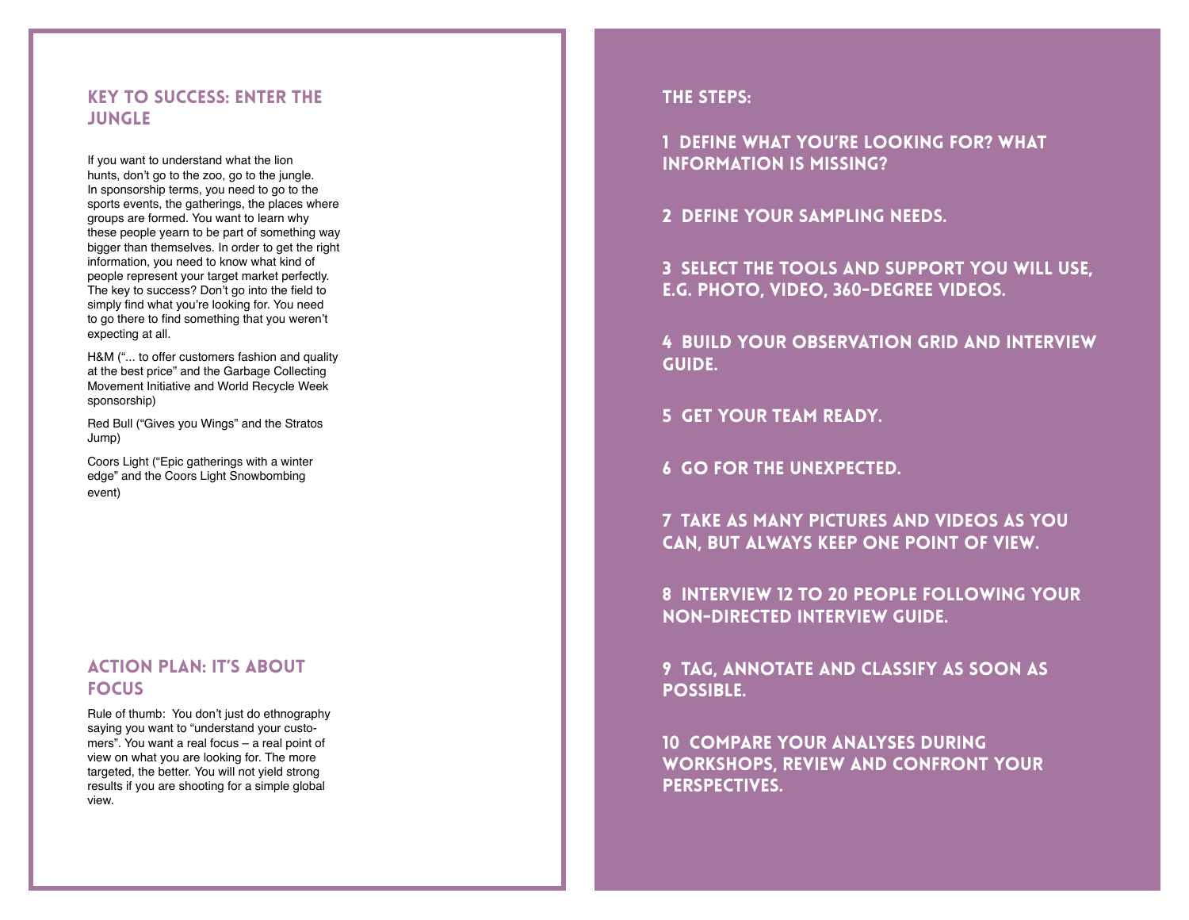## KEY TO SUCCESS: ENTER THE JUNGLE

If you want to understand what the lion hunts, don't go to the zoo, go to the jungle. In sponsorship terms, you need to go to the sports events, the gatherings, the places where groups are formed. You want to learn why these people yearn to be part of something way bigger than themselves. In order to get the right information, you need to know what kind of people represent your target market perfectly. The key to success? Don't go into the field to simply find what you're looking for. You need to go there to find something that you weren't expecting at all.

H&M ("... to offer customers fashion and quality at the best price" and the Garbage Collecting Movement Initiative and World Recycle Week sponsorship)

Red Bull ("Gives you Wings" and the Stratos Jump)

Coors Light ("Epic gatherings with a winter edge" and the Coors Light Snowbombing event)

## ACTION PLAN: IT'S ABOUT FOCUS

Rule of thumb: You don't just do ethnography saying you want to "understand your customers". You want a real focus – a real point of view on what you are looking for. The more targeted, the better. You will not yield strong results if you are shooting for a simple global view.

## THE STEPS:

1. DEFINE WHAT YOU'RE LOOKING FOR? WHAT INFORMATION IS MISSING?
2. DEFINE YOUR SAMPLING NEEDS.
3. SELECT THE TOOLS AND SUPPORT YOU WILL USE, E.G. PHOTO, VIDEO, 360-DEGREE VIDEOS.
4. BUILD YOUR OBSERVATION GRID AND INTERVIEW GUIDE.
5. GET YOUR TEAM READY.
6. GO FOR THE UNEXPECTED.
7. TAKE AS MANY PICTURES AND VIDEOS AS YOU CAN, BUT ALWAYS KEEP ONE POINT OF VIEW.
8. INTERVIEW 12 TO 20 PEOPLE FOLLOWING YOUR NON-DIRECTED INTERVIEW GUIDE.
9. TAG, ANNOTATE AND CLASSIFY AS SOON AS POSSIBLE.
10. COMPARE YOUR ANALYSES DURING WORKSHOPS, REVIEW AND CONFRONT YOUR PERSPECTIVES.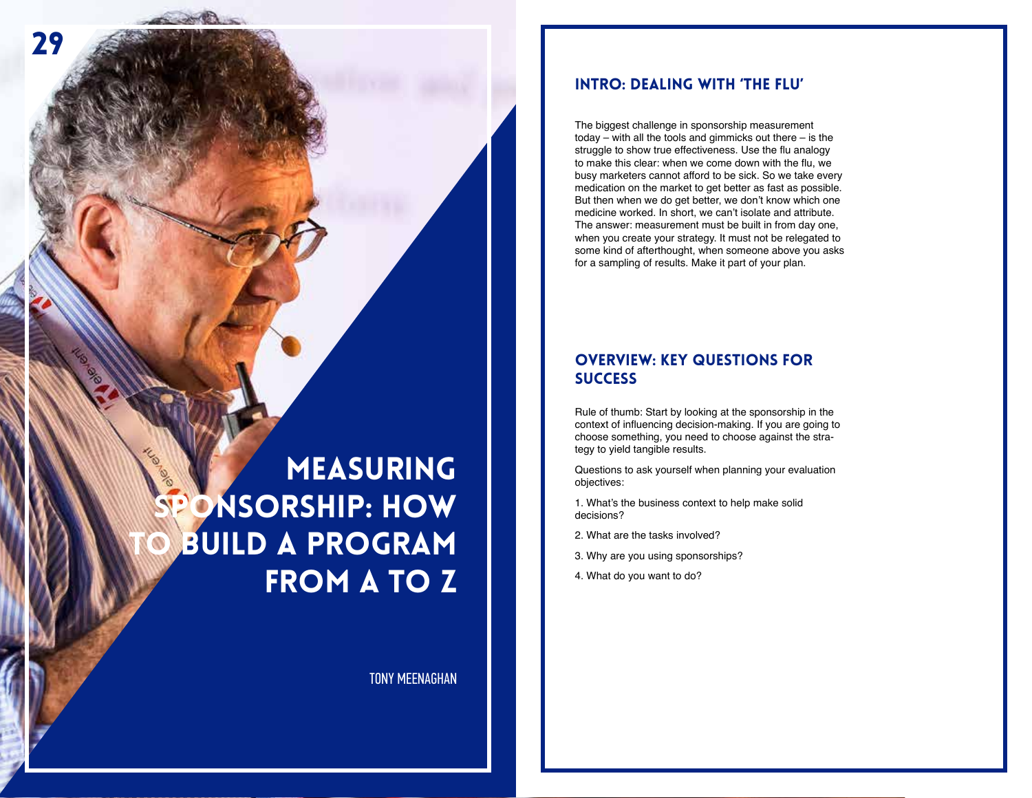# MEASURING SPONSORSHIP: HOW TO BUILD A PROGRAM FROM A TO Z

TONY MEENAGHAN

## INTRO: DEALING WITH 'THE FLU'

The biggest challenge in sponsorship measurement today – with all the tools and gimmicks out there – is the struggle to show true effectiveness. Use the flu analogy to make this clear: when we come down with the flu, we busy marketers cannot afford to be sick. So we take every medication on the market to get better as fast as possible. But then when we do get better, we don't know which one medicine worked. In short, we can't isolate and attribute. The answer: measurement must be built in from day one, when you create your strategy. It must not be relegated to some kind of afterthought, when someone above you asks for a sampling of results. Make it part of your plan.

## OVERVIEW: KEY QUESTIONS FOR SUCCESS

Rule of thumb: Start by looking at the sponsorship in the context of influencing decision-making. If you are going to choose something, you need to choose against the strategy to yield tangible results.

Questions to ask yourself when planning your evaluation objectives:

1. What's the business context to help make solid decisions?
2. What are the tasks involved?
3. Why are you using sponsorships?
4. What do you want to do?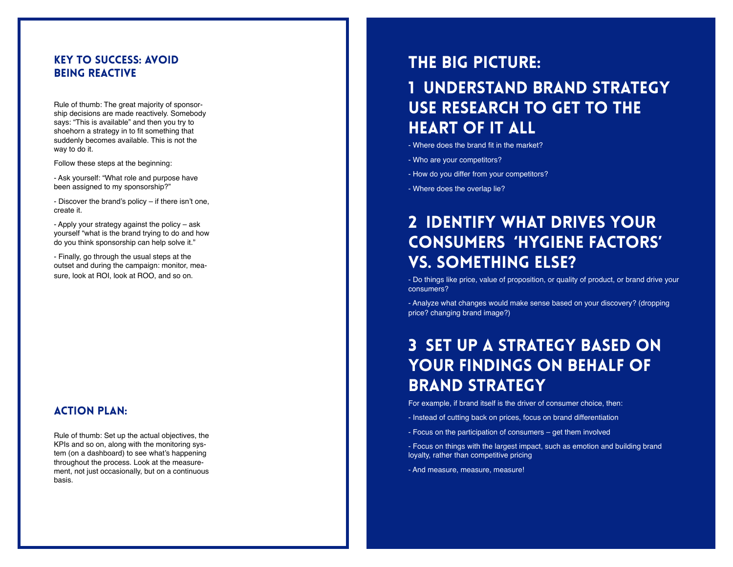## KEY TO SUCCESS: AVOID BEING REACTIVE

Rule of thumb: The great majority of sponsorship decisions are made reactively. Somebody says: "This is available" and then you try to shoehorn a strategy in to fit something that suddenly becomes available. This is not the way to do it.

Follow these steps at the beginning:

- Ask yourself: "What role and purpose have been assigned to my sponsorship?"

- Discover the brand's policy – if there isn't one, create it.

- Apply your strategy against the policy – ask yourself "what is the brand trying to do and how do you think sponsorship can help solve it."

- Finally, go through the usual steps at the outset and during the campaign: monitor, measure, look at ROI, look at ROO, and so on.

## ACTION PLAN:

Rule of thumb: Set up the actual objectives, the KPIs and so on, along with the monitoring system (on a dashboard) to see what's happening throughout the process. Look at the measurement, not just occasionally, but on a continuous basis.

# THE BIG PICTURE:

## 1 UNDERSTAND BRAND STRATEGY USE RESEARCH TO GET TO THE HEART OF IT ALL

- Where does the brand fit in the market?

- Who are your competitors?

- How do you differ from your competitors?

- Where does the overlap lie?

## 2 IDENTIFY WHAT DRIVES YOUR CONSUMERS 'HYGIENE FACTORS' VS. SOMETHING ELSE?

- Do things like price, value of proposition, or quality of product, or brand drive your consumers?

- Analyze what changes would make sense based on your discovery? (dropping price? changing brand image?)

## 3 SET UP A STRATEGY BASED ON YOUR FINDINGS ON BEHALF OF BRAND STRATEGY

For example, if brand itself is the driver of consumer choice, then:

- Instead of cutting back on prices, focus on brand differentiation

- Focus on the participation of consumers – get them involved

- Focus on things with the largest impact, such as emotion and building brand loyalty, rather than competitive pricing

- And measure, measure, measure!